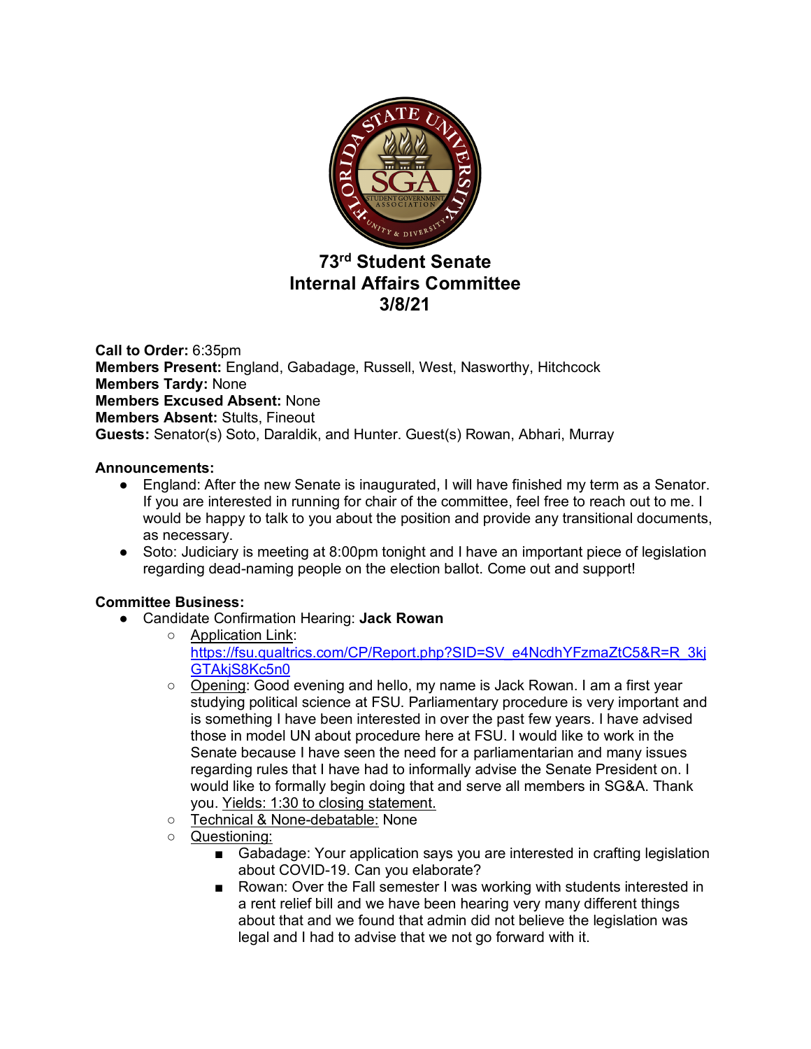# 73rd Student Senate
# Internal Affairs Committee
# 3/8/21

**Call to Order:** 6:35pm
**Members Present:** England, Gabadage, Russell, West, Nasworthy, Hitchcock
**Members Tardy:** None
**Members Excused Absent:** None
**Members Absent:** Stults, Fineout
**Guests:** Senator(s) Soto, Daraldik, and Hunter. Guest(s) Rowan, Abhari, Murray

**Announcements:**

- England: After the new Senate is inaugurated, I will have finished my term as a Senator. If you are interested in running for chair of the committee, feel free to reach out to me. I would be happy to talk to you about the position and provide any transitional documents, as necessary.
- Soto: Judiciary is meeting at 8:00pm tonight and I have an important piece of legislation regarding dead-naming people on the election ballot. Come out and support!

**Committee Business:**

- Candidate Confirmation Hearing: **Jack Rowan**
  - Application Link: https://fsu.qualtrics.com/CP/Report.php?SID=SV_e4NcdhYFzmaZtC5&R=R_3kjGTAkjS8Kc5n0
  - Opening: Good evening and hello, my name is Jack Rowan. I am a first year studying political science at FSU. Parliamentary procedure is very important and is something I have been interested in over the past few years. I have advised those in model UN about procedure here at FSU. I would like to work in the Senate because I have seen the need for a parliamentarian and many issues regarding rules that I have had to informally advise the Senate President on. I would like to formally begin doing that and serve all members in SG&A. Thank you. Yields: 1:30 to closing statement.
  - Technical & None-debatable: None
  - Questioning:
    - Gabadage: Your application says you are interested in crafting legislation about COVID-19. Can you elaborate?
    - Rowan: Over the Fall semester I was working with students interested in a rent relief bill and we have been hearing very many different things about that and we found that admin did not believe the legislation was legal and I had to advise that we not go forward with it.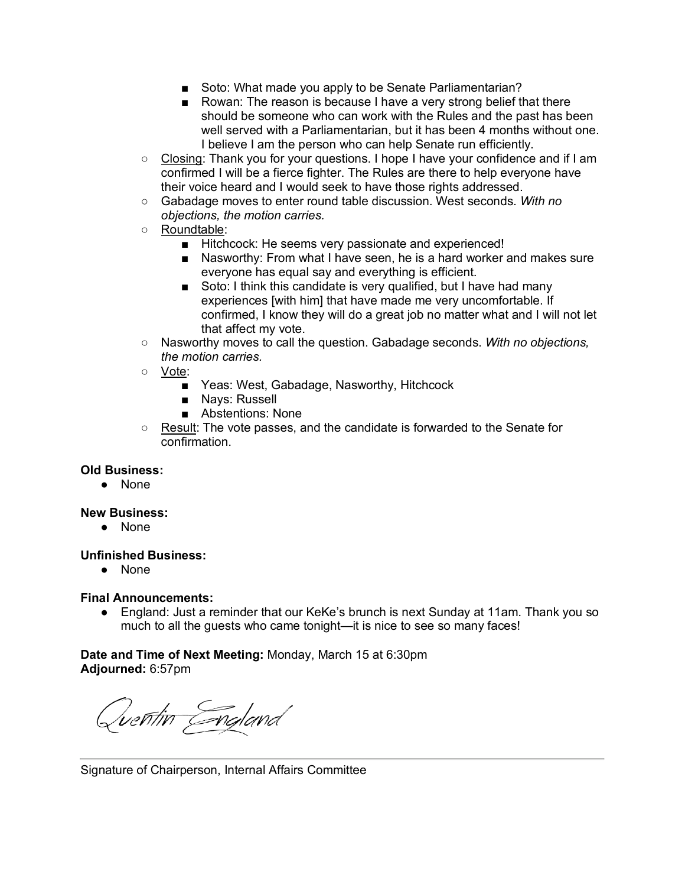- Soto: What made you apply to be Senate Parliamentarian?
    - Rowan: The reason is because I have a very strong belief that there should be someone who can work with the Rules and the past has been well served with a Parliamentarian, but it has been 4 months without one. I believe I am the person who can help Senate run efficiently.
  - Closing: Thank you for your questions. I hope I have your confidence and if I am confirmed I will be a fierce fighter. The Rules are there to help everyone have their voice heard and I would seek to have those rights addressed.
  - Gabadage moves to enter round table discussion. West seconds. *With no objections, the motion carries.*
  - Roundtable:
    - Hitchcock: He seems very passionate and experienced!
    - Nasworthy: From what I have seen, he is a hard worker and makes sure everyone has equal say and everything is efficient.
    - Soto: I think this candidate is very qualified, but I have had many experiences [with him] that have made me very uncomfortable. If confirmed, I know they will do a great job no matter what and I will not let that affect my vote.
  - Nasworthy moves to call the question. Gabadage seconds. *With no objections, the motion carries.*
  - Vote:
    - Yeas: West, Gabadage, Nasworthy, Hitchcock
    - Nays: Russell
    - Abstentions: None
  - Result: The vote passes, and the candidate is forwarded to the Senate for confirmation.

**Old Business:**
- None

**New Business:**
- None

**Unfinished Business:**
- None

**Final Announcements:**
- England: Just a reminder that our KeKe's brunch is next Sunday at 11am. Thank you so much to all the guests who came tonight—it is nice to see so many faces!

**Date and Time of Next Meeting:** Monday, March 15 at 6:30pm
**Adjourned:** 6:57pm

Quentin England

Signature of Chairperson, Internal Affairs Committee